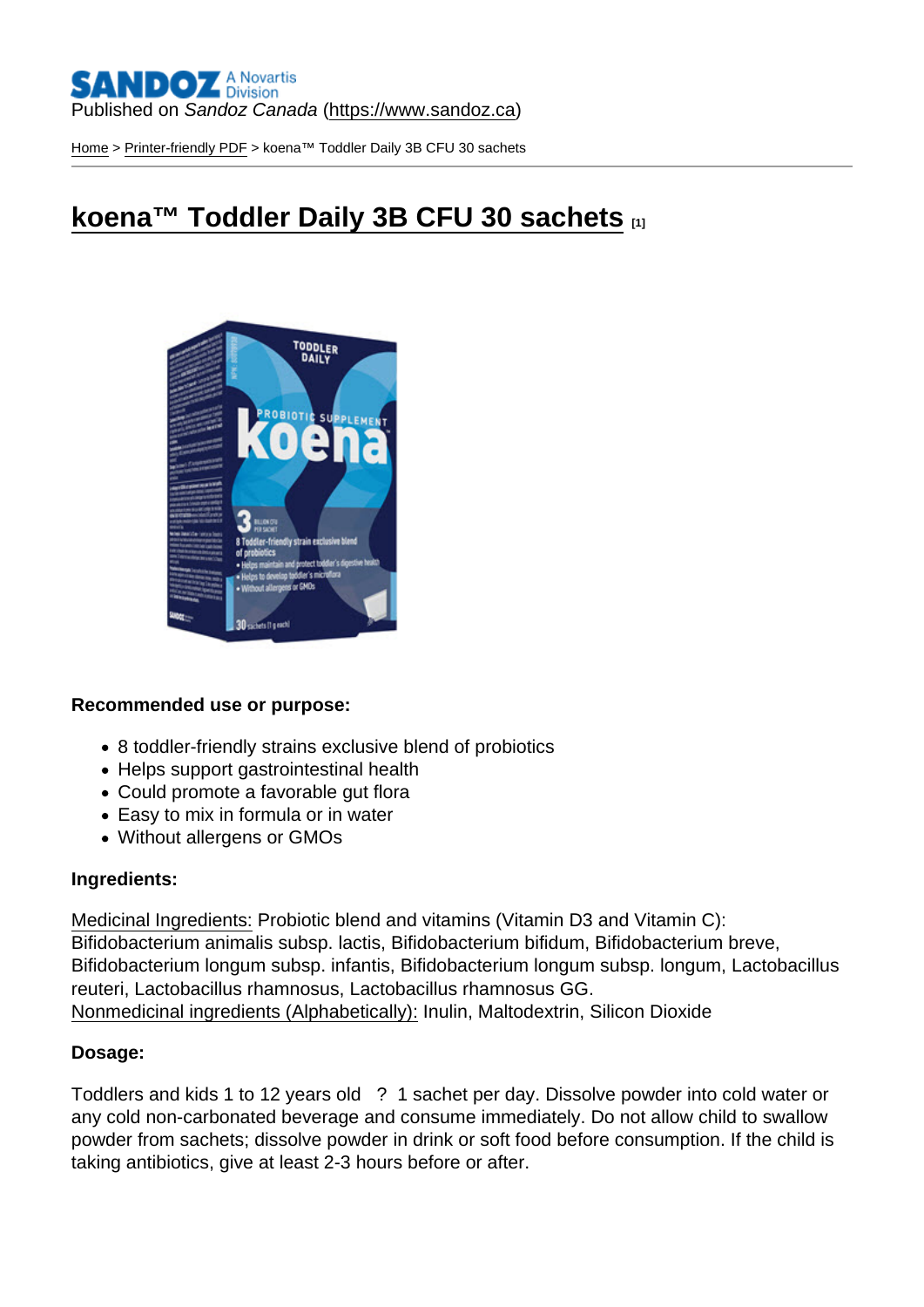Published on *Sandoz Canada* (https://www.sandoz.ca)

Home > Printer-friendly PDF > koena™ Toddler Daily 3B CFU 30 sachets

# koena™ Toddler Daily 3B CFU 30 sachets [1]

**Recommended use or purpose:**

- 8 toddler-friendly strains exclusive blend of probiotics
- Helps support gastrointestinal health
- Could promote a favorable gut flora
- Easy to mix in formula or in water
- Without allergens or GMOs

**Ingredients:**

Medicinal Ingredients: Probiotic blend and vitamins (Vitamin D3 and Vitamin C): Bifidobacterium animalis subsp. lactis, Bifidobacterium bifidum, Bifidobacterium breve, Bifidobacterium longum subsp. infantis, Bifidobacterium longum subsp. longum, Lactobacillus reuteri, Lactobacillus rhamnosus, Lactobacillus rhamnosus GG.
Nonmedicinal ingredients (Alphabetically): Inulin, Maltodextrin, Silicon Dioxide

**Dosage:**

Toddlers and kids 1 to 12 years old ? 1 sachet per day. Dissolve powder into cold water or any cold non-carbonated beverage and consume immediately. Do not allow child to swallow powder from sachets; dissolve powder in drink or soft food before consumption. If the child is taking antibiotics, give at least 2-3 hours before or after.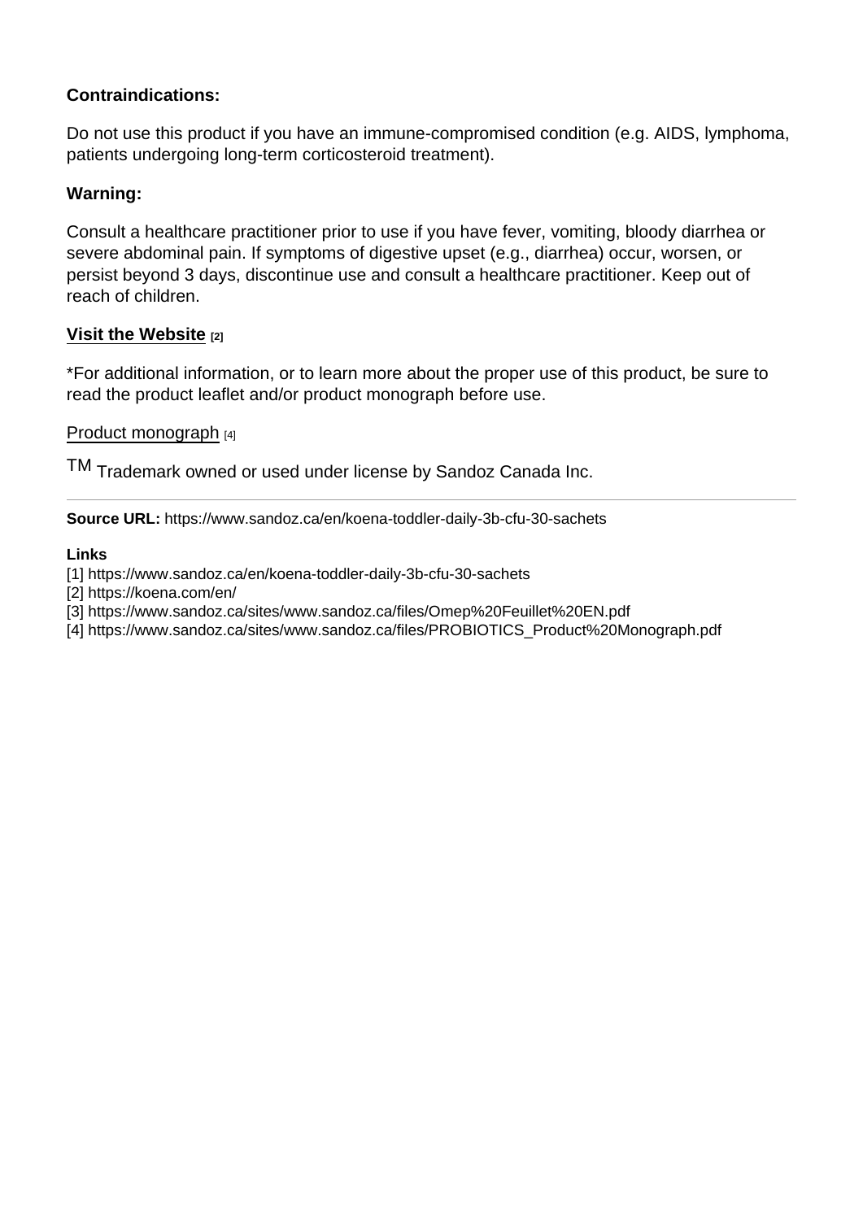**Contraindications:**

Do not use this product if you have an immune-compromised condition (e.g. AIDS, lymphoma, patients undergoing long-term corticosteroid treatment).

**Warning:**

Consult a healthcare practitioner prior to use if you have fever, vomiting, bloody diarrhea or severe abdominal pain. If symptoms of digestive upset (e.g., diarrhea) occur, worsen, or persist beyond 3 days, discontinue use and consult a healthcare practitioner. Keep out of reach of children.

**Visit the Website** [2]

*For additional information, or to learn more about the proper use of this product, be sure to read the product leaflet and/or product monograph before use.

Product monograph [4]

TM Trademark owned or used under license by Sandoz Canada Inc.

---

**Source URL:** https://www.sandoz.ca/en/koena-toddler-daily-3b-cfu-30-sachets

**Links**

[1] https://www.sandoz.ca/en/koena-toddler-daily-3b-cfu-30-sachets
[2] https://koena.com/en/
[3] https://www.sandoz.ca/sites/www.sandoz.ca/files/Omep%20Feuillet%20EN.pdf
[4] https://www.sandoz.ca/sites/www.sandoz.ca/files/PROBIOTICS_Product%20Monograph.pdf